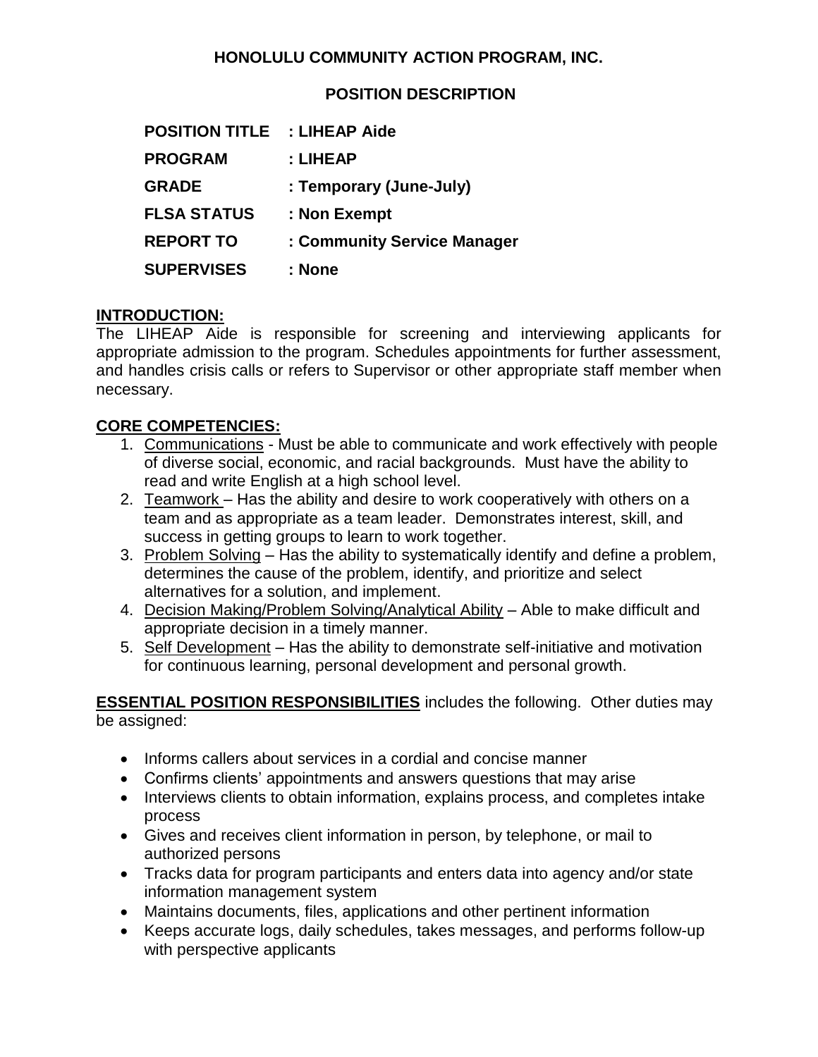**HONOLULU COMMUNITY ACTION PROGRAM, INC.**

**POSITION DESCRIPTION**

| | |
|---|---|
| **POSITION TITLE** | **: LIHEAP Aide** |
| **PROGRAM** | **: LIHEAP** |
| **GRADE** | **: Temporary (June-July)** |
| **FLSA STATUS** | **: Non Exempt** |
| **REPORT TO** | **: Community Service Manager** |
| **SUPERVISES** | **: None** |

## INTRODUCTION:

The LIHEAP Aide is responsible for screening and interviewing applicants for appropriate admission to the program. Schedules appointments for further assessment, and handles crisis calls or refers to Supervisor or other appropriate staff member when necessary.

## CORE COMPETENCIES:

1. Communications - Must be able to communicate and work effectively with people of diverse social, economic, and racial backgrounds. Must have the ability to read and write English at a high school level.
2. Teamwork – Has the ability and desire to work cooperatively with others on a team and as appropriate as a team leader. Demonstrates interest, skill, and success in getting groups to learn to work together.
3. Problem Solving – Has the ability to systematically identify and define a problem, determines the cause of the problem, identify, and prioritize and select alternatives for a solution, and implement.
4. Decision Making/Problem Solving/Analytical Ability – Able to make difficult and appropriate decision in a timely manner.
5. Self Development – Has the ability to demonstrate self-initiative and motivation for continuous learning, personal development and personal growth.

**ESSENTIAL POSITION RESPONSIBILITIES** includes the following. Other duties may be assigned:

- Informs callers about services in a cordial and concise manner
- Confirms clients' appointments and answers questions that may arise
- Interviews clients to obtain information, explains process, and completes intake process
- Gives and receives client information in person, by telephone, or mail to authorized persons
- Tracks data for program participants and enters data into agency and/or state information management system
- Maintains documents, files, applications and other pertinent information
- Keeps accurate logs, daily schedules, takes messages, and performs follow-up with perspective applicants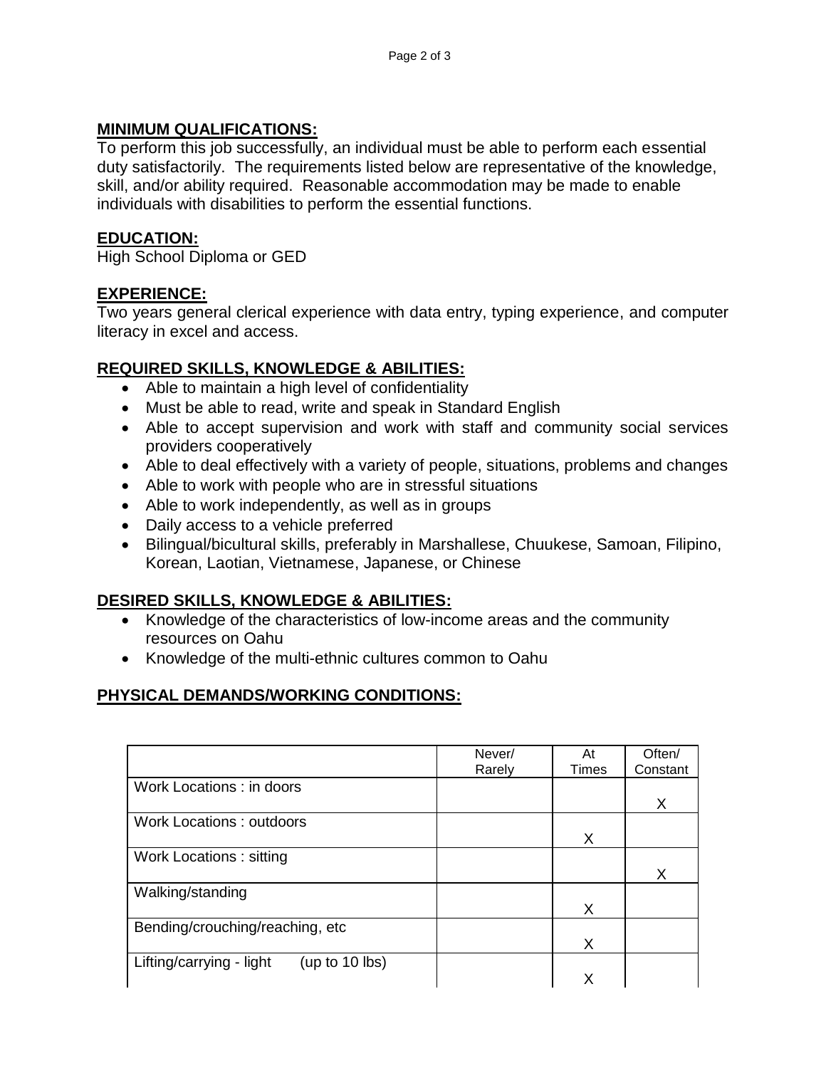## MINIMUM QUALIFICATIONS:

To perform this job successfully, an individual must be able to perform each essential duty satisfactorily. The requirements listed below are representative of the knowledge, skill, and/or ability required. Reasonable accommodation may be made to enable individuals with disabilities to perform the essential functions.

## EDUCATION:

High School Diploma or GED

## EXPERIENCE:

Two years general clerical experience with data entry, typing experience, and computer literacy in excel and access.

## REQUIRED SKILLS, KNOWLEDGE & ABILITIES:

- Able to maintain a high level of confidentiality
- Must be able to read, write and speak in Standard English
- Able to accept supervision and work with staff and community social services providers cooperatively
- Able to deal effectively with a variety of people, situations, problems and changes
- Able to work with people who are in stressful situations
- Able to work independently, as well as in groups
- Daily access to a vehicle preferred
- Bilingual/bicultural skills, preferably in Marshallese, Chuukese, Samoan, Filipino, Korean, Laotian, Vietnamese, Japanese, or Chinese

## DESIRED SKILLS, KNOWLEDGE & ABILITIES:

- Knowledge of the characteristics of low-income areas and the community resources on Oahu
- Knowledge of the multi-ethnic cultures common to Oahu

## PHYSICAL DEMANDS/WORKING CONDITIONS:

| | Never/ Rarely | At Times | Often/ Constant |
|---|---|---|---|
| Work Locations : in doors | | | X |
| Work Locations : outdoors | | X | |
| Work Locations : sitting | | | X |
| Walking/standing | | X | |
| Bending/crouching/reaching, etc | | X | |
| Lifting/carrying - light (up to 10 lbs) | | X | |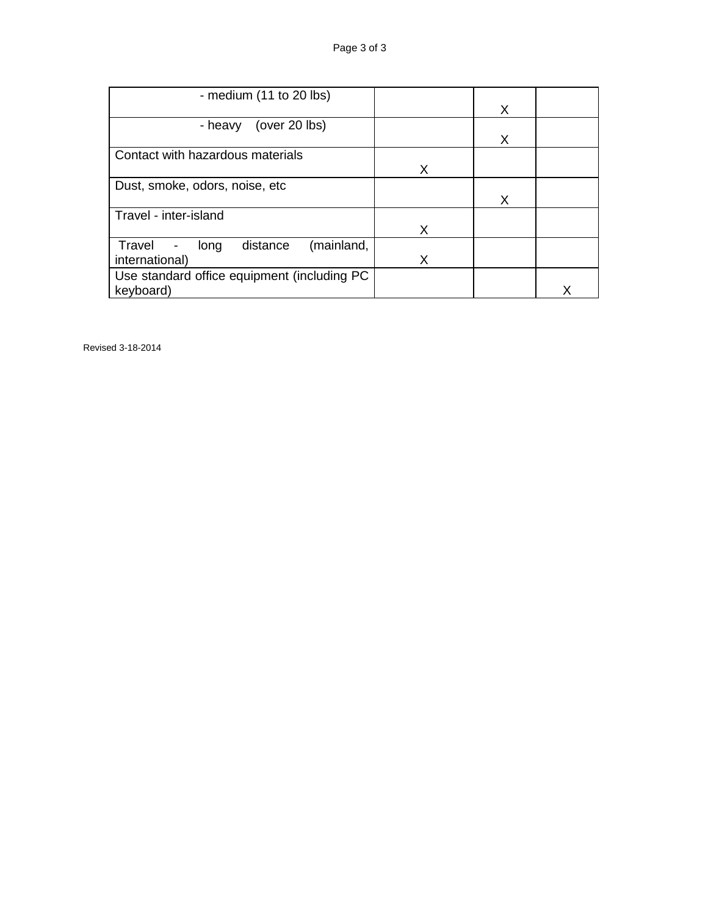| | | | |
|---|---|---|---|
| - medium (11 to 20 lbs) | | X | |
| - heavy (over 20 lbs) | | X | |
| Contact with hazardous materials | X | | |
| Dust, smoke, odors, noise, etc | | X | |
| Travel - inter-island | X | | |
| Travel - long distance (mainland, international) | X | | |
| Use standard office equipment (including PC keyboard) | | | X |

Revised 3-18-2014